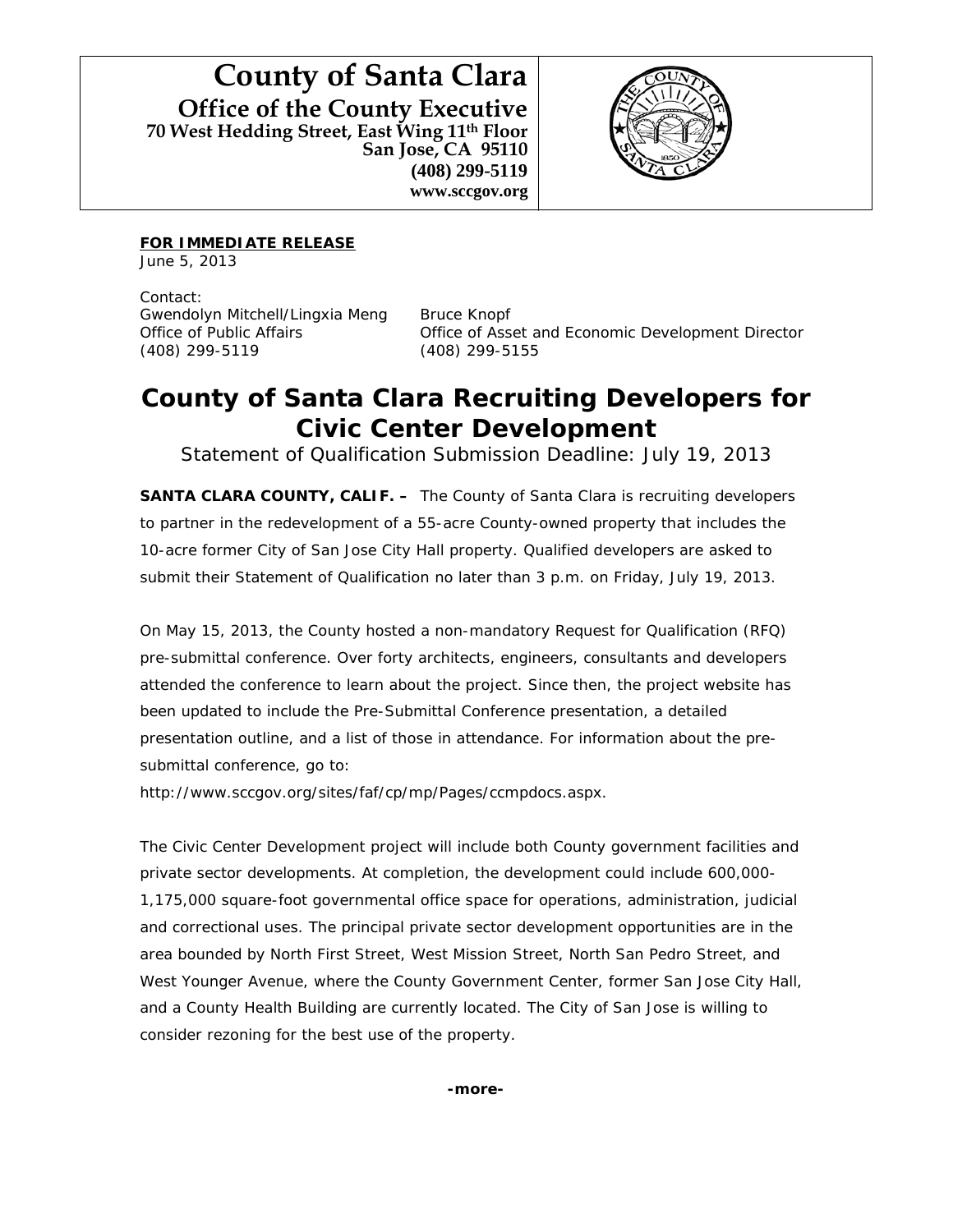# County of Santa Clara

**Office of the County Executive**
**70 West Hedding Street, East Wing 11th Floor**
**San Jose, CA 95110**
**(408) 299-5119**
**www.sccgov.org**

**FOR IMMEDIATE RELEASE**
June 5, 2013

Contact:
Gwendolyn Mitchell/Lingxia Meng
Office of Public Affairs
(408) 299-5119

Bruce Knopf
Office of Asset and Economic Development Director
(408) 299-5155

## County of Santa Clara Recruiting Developers for Civic Center Development

Statement of Qualification Submission Deadline: July 19, 2013

**SANTA CLARA COUNTY, CALIF. –** The County of Santa Clara is recruiting developers to partner in the redevelopment of a 55-acre County-owned property that includes the 10-acre former City of San Jose City Hall property. Qualified developers are asked to submit their Statement of Qualification no later than 3 p.m. on Friday, July 19, 2013.

On May 15, 2013, the County hosted a non-mandatory Request for Qualification (RFQ) pre-submittal conference. Over forty architects, engineers, consultants and developers attended the conference to learn about the project. Since then, the project website has been updated to include the Pre-Submittal Conference presentation, a detailed presentation outline, and a list of those in attendance. For information about the pre-submittal conference, go to:
http://www.sccgov.org/sites/faf/cp/mp/Pages/ccmpdocs.aspx.

The Civic Center Development project will include both County government facilities and private sector developments. At completion, the development could include 600,000-1,175,000 square-foot governmental office space for operations, administration, judicial and correctional uses. The principal private sector development opportunities are in the area bounded by North First Street, West Mission Street, North San Pedro Street, and West Younger Avenue, where the County Government Center, former San Jose City Hall, and a County Health Building are currently located. The City of San Jose is willing to consider rezoning for the best use of the property.

**-more-**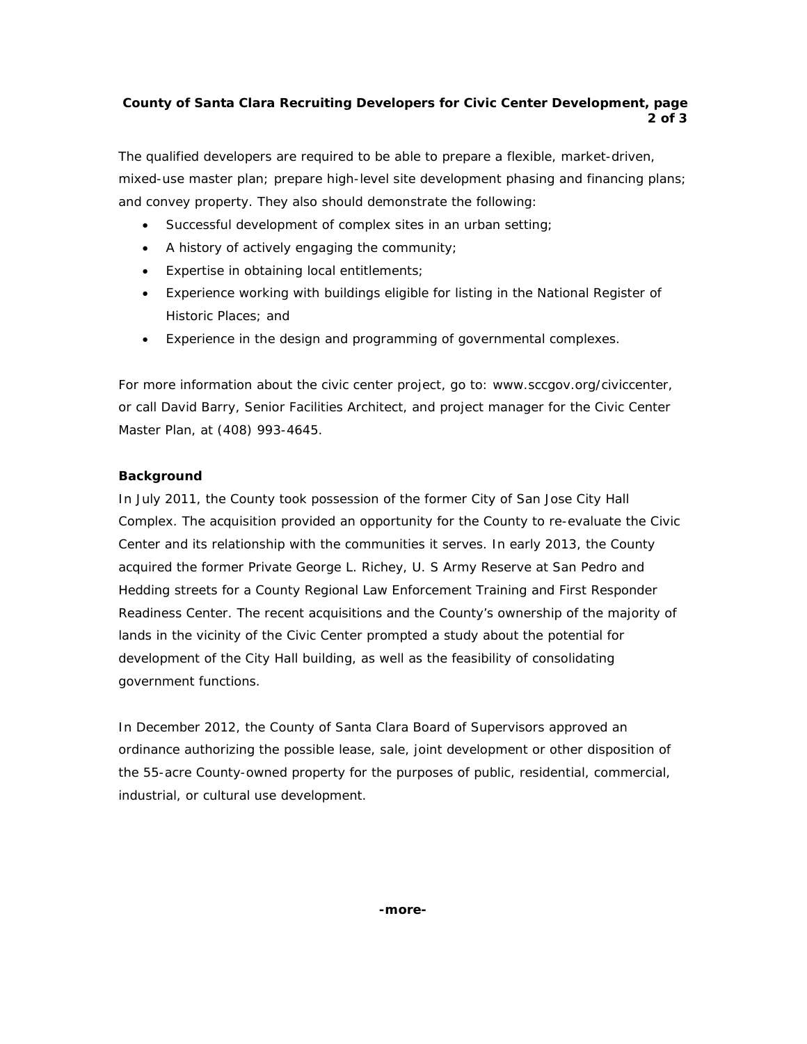The qualified developers are required to be able to prepare a flexible, market-driven, mixed-use master plan; prepare high-level site development phasing and financing plans; and convey property. They also should demonstrate the following:

- Successful development of complex sites in an urban setting;
- A history of actively engaging the community;
- Expertise in obtaining local entitlements;
- Experience working with buildings eligible for listing in the National Register of Historic Places; and
- Experience in the design and programming of governmental complexes.

For more information about the civic center project, go to: www.sccgov.org/civiccenter, or call David Barry, Senior Facilities Architect, and project manager for the Civic Center Master Plan, at (408) 993-4645.

**Background**

In July 2011, the County took possession of the former City of San Jose City Hall Complex. The acquisition provided an opportunity for the County to re-evaluate the Civic Center and its relationship with the communities it serves. In early 2013, the County acquired the former Private George L. Richey, U. S Army Reserve at San Pedro and Hedding streets for a County Regional Law Enforcement Training and First Responder Readiness Center. The recent acquisitions and the County's ownership of the majority of lands in the vicinity of the Civic Center prompted a study about the potential for development of the City Hall building, as well as the feasibility of consolidating government functions.

In December 2012, the County of Santa Clara Board of Supervisors approved an ordinance authorizing the possible lease, sale, joint development or other disposition of the 55-acre County-owned property for the purposes of public, residential, commercial, industrial, or cultural use development.

-more-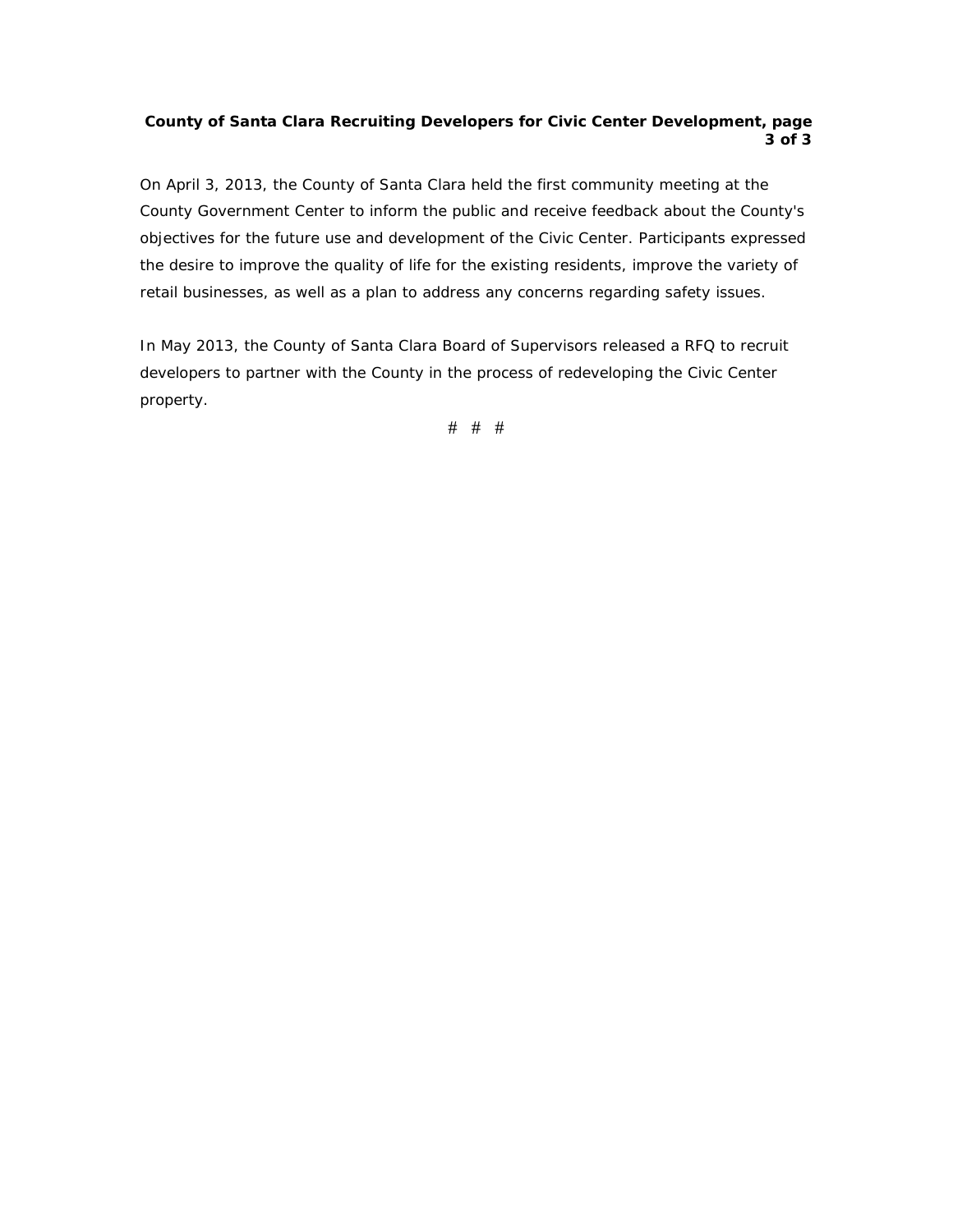On April 3, 2013, the County of Santa Clara held the first community meeting at the County Government Center to inform the public and receive feedback about the County's objectives for the future use and development of the Civic Center. Participants expressed the desire to improve the quality of life for the existing residents, improve the variety of retail businesses, as well as a plan to address any concerns regarding safety issues.

In May 2013, the County of Santa Clara Board of Supervisors released a RFQ to recruit developers to partner with the County in the process of redeveloping the Civic Center property.

# # #